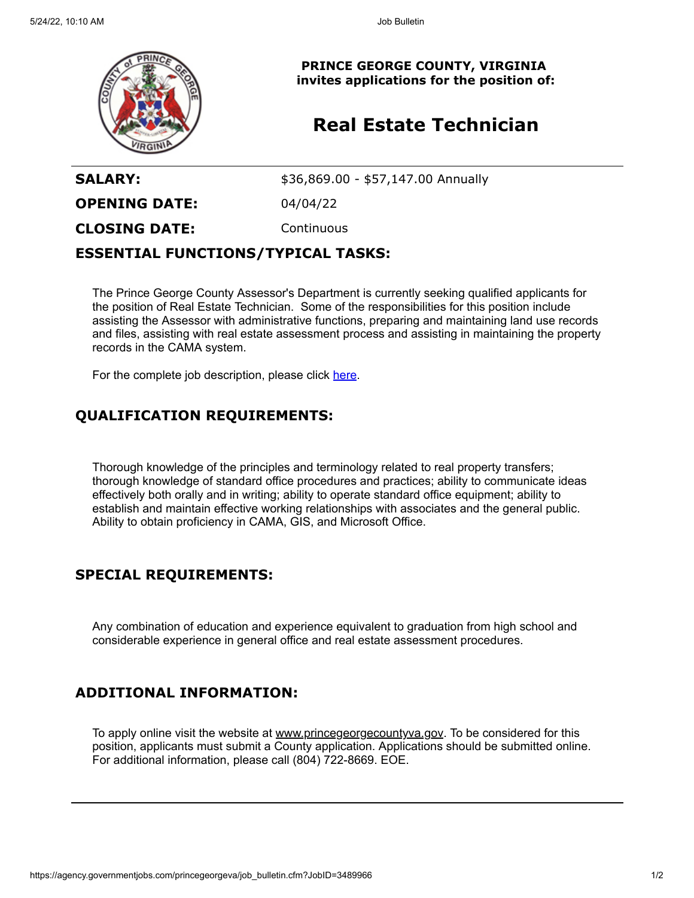**PRINCE GEORGE COUNTY, VIRGINIA**
**invites applications for the position of:**

# Real Estate Technician

| | |
|---|---|
| **SALARY:** | $36,869.00 - $57,147.00 Annually |
| **OPENING DATE:** | 04/04/22 |
| **CLOSING DATE:** | Continuous |

## ESSENTIAL FUNCTIONS/TYPICAL TASKS:

The Prince George County Assessor's Department is currently seeking qualified applicants for the position of Real Estate Technician. Some of the responsibilities for this position include assisting the Assessor with administrative functions, preparing and maintaining land use records and files, assisting with real estate assessment process and assisting in maintaining the property records in the CAMA system.

For the complete job description, please click here.

## QUALIFICATION REQUIREMENTS:

Thorough knowledge of the principles and terminology related to real property transfers; thorough knowledge of standard office procedures and practices; ability to communicate ideas effectively both orally and in writing; ability to operate standard office equipment; ability to establish and maintain effective working relationships with associates and the general public. Ability to obtain proficiency in CAMA, GIS, and Microsoft Office.

## SPECIAL REQUIREMENTS:

Any combination of education and experience equivalent to graduation from high school and considerable experience in general office and real estate assessment procedures.

## ADDITIONAL INFORMATION:

To apply online visit the website at www.princegeorgecountyva.gov. To be considered for this position, applicants must submit a County application. Applications should be submitted online. For additional information, please call (804) 722-8669. EOE.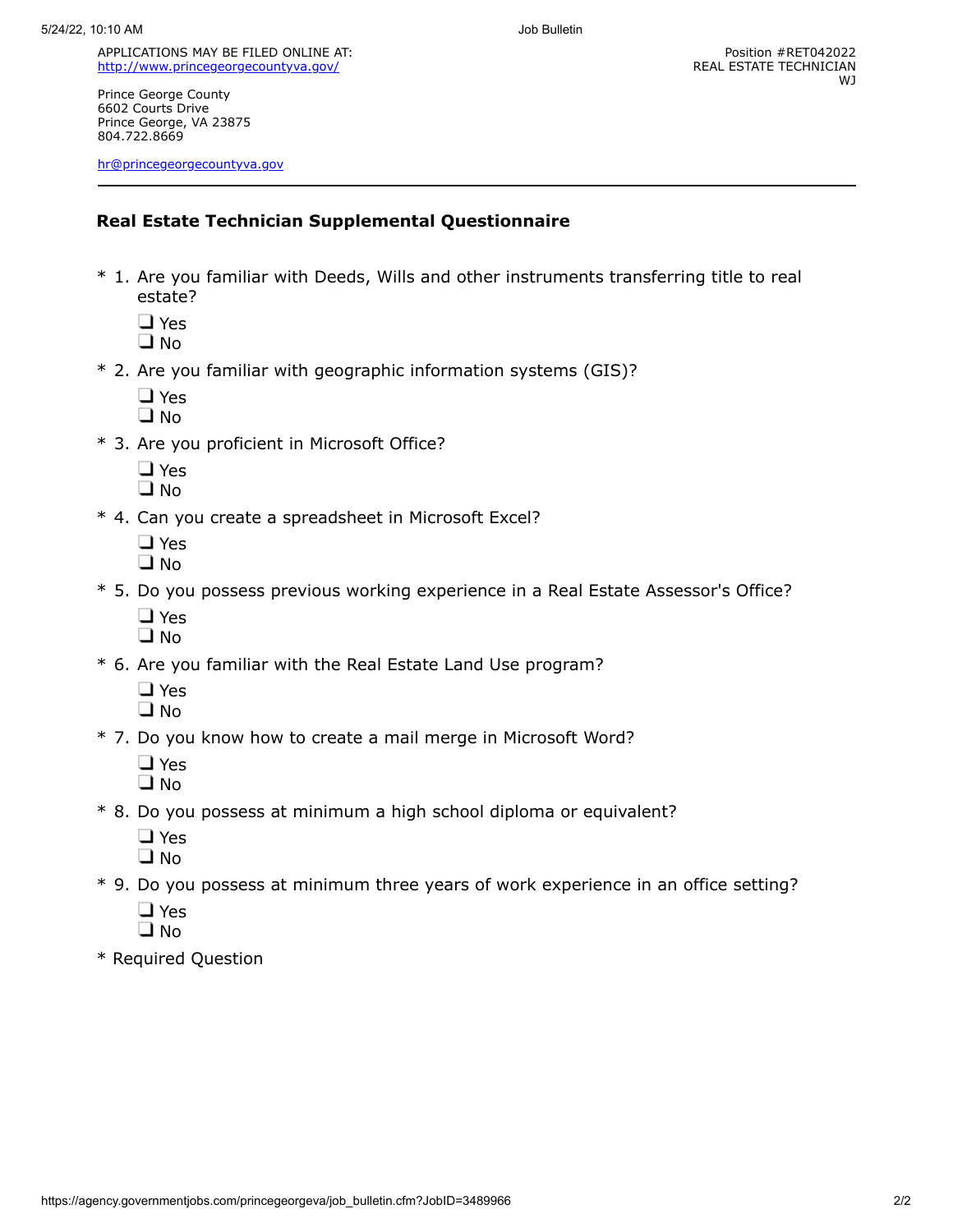APPLICATIONS MAY BE FILED ONLINE AT:
http://www.princegeorgecountyva.gov/

Prince George County
6602 Courts Drive
Prince George, VA 23875
804.722.8669

hr@princegeorgecountyva.gov

Position #RET042022
REAL ESTATE TECHNICIAN
WJ

---

## Real Estate Technician Supplemental Questionnaire

\* 1. Are you familiar with Deeds, Wills and other instruments transferring title to real estate?
- ❑ Yes
- ❑ No

\* 2. Are you familiar with geographic information systems (GIS)?
- ❑ Yes
- ❑ No

\* 3. Are you proficient in Microsoft Office?
- ❑ Yes
- ❑ No

\* 4. Can you create a spreadsheet in Microsoft Excel?
- ❑ Yes
- ❑ No

\* 5. Do you possess previous working experience in a Real Estate Assessor's Office?
- ❑ Yes
- ❑ No

\* 6. Are you familiar with the Real Estate Land Use program?
- ❑ Yes
- ❑ No

\* 7. Do you know how to create a mail merge in Microsoft Word?
- ❑ Yes
- ❑ No

\* 8. Do you possess at minimum a high school diploma or equivalent?
- ❑ Yes
- ❑ No

\* 9. Do you possess at minimum three years of work experience in an office setting?
- ❑ Yes
- ❑ No

\* Required Question